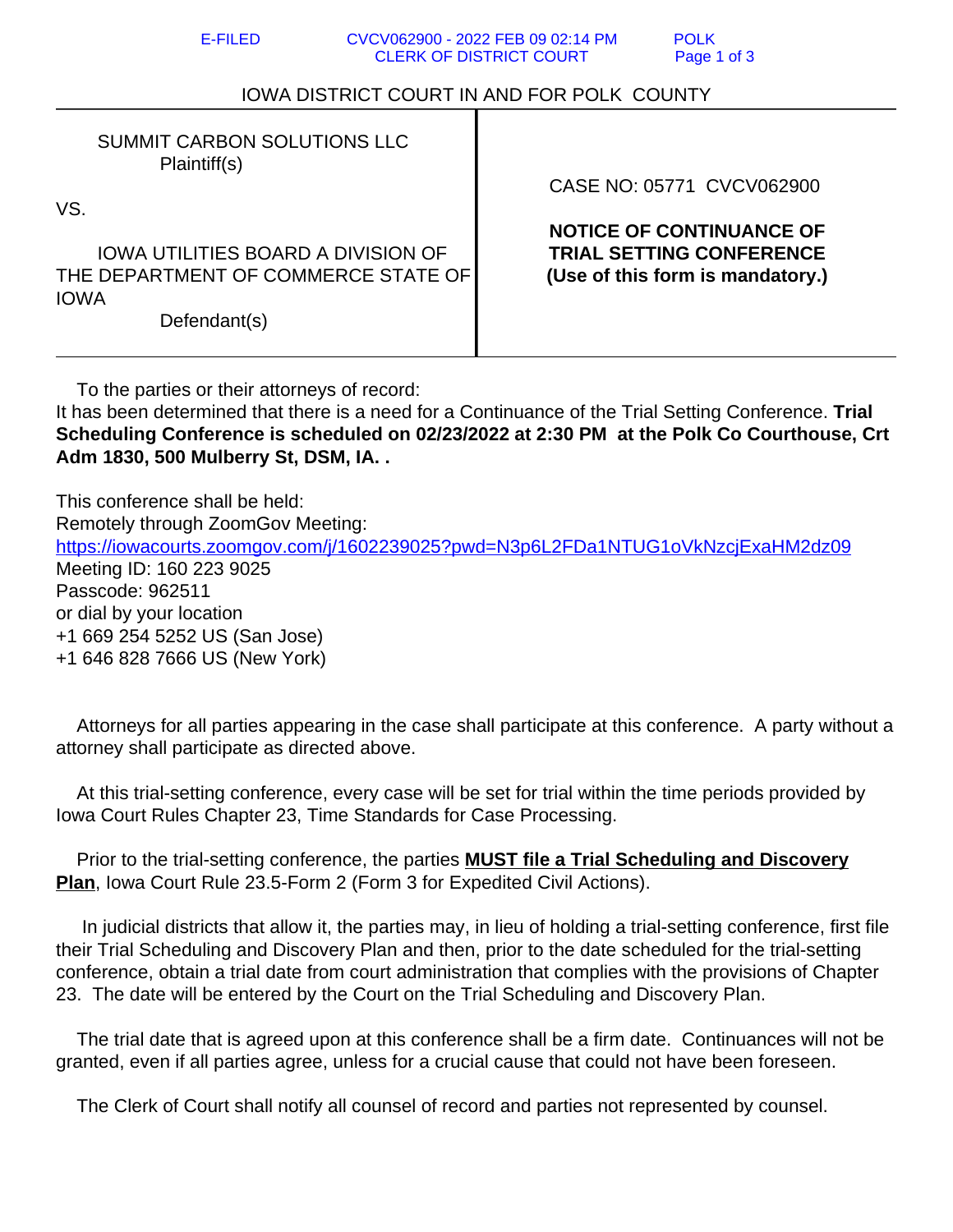IOWA DISTRICT COURT IN AND FOR POLK COUNTY

| | |
|---|---|
| SUMMIT CARBON SOLUTIONS LLC<br>Plaintiff(s)<br><br>VS.<br><br>IOWA UTILITIES BOARD A DIVISION OF THE DEPARTMENT OF COMMERCE STATE OF IOWA<br>Defendant(s) | CASE NO: 05771 CVCV062900<br><br>**NOTICE OF CONTINUANCE OF TRIAL SETTING CONFERENCE**<br>**(Use of this form is mandatory.)** |

To the parties or their attorneys of record:
It has been determined that there is a need for a Continuance of the Trial Setting Conference. **Trial Scheduling Conference is scheduled on 02/23/2022 at 2:30 PM at the Polk Co Courthouse, Crt Adm 1830, 500 Mulberry St, DSM, IA. .**

This conference shall be held:
Remotely through ZoomGov Meeting:
https://iowacourts.zoomgov.com/j/1602239025?pwd=N3p6L2FDa1NTUG1oVkNzcjExaHM2dz09
Meeting ID: 160 223 9025
Passcode: 962511
or dial by your location
+1 669 254 5252 US (San Jose)
+1 646 828 7666 US (New York)

Attorneys for all parties appearing in the case shall participate at this conference. A party without a attorney shall participate as directed above.

At this trial-setting conference, every case will be set for trial within the time periods provided by Iowa Court Rules Chapter 23, Time Standards for Case Processing.

Prior to the trial-setting conference, the parties **MUST file a Trial Scheduling and Discovery Plan**, Iowa Court Rule 23.5-Form 2 (Form 3 for Expedited Civil Actions).

In judicial districts that allow it, the parties may, in lieu of holding a trial-setting conference, first file their Trial Scheduling and Discovery Plan and then, prior to the date scheduled for the trial-setting conference, obtain a trial date from court administration that complies with the provisions of Chapter 23. The date will be entered by the Court on the Trial Scheduling and Discovery Plan.

The trial date that is agreed upon at this conference shall be a firm date. Continuances will not be granted, even if all parties agree, unless for a crucial cause that could not have been foreseen.

The Clerk of Court shall notify all counsel of record and parties not represented by counsel.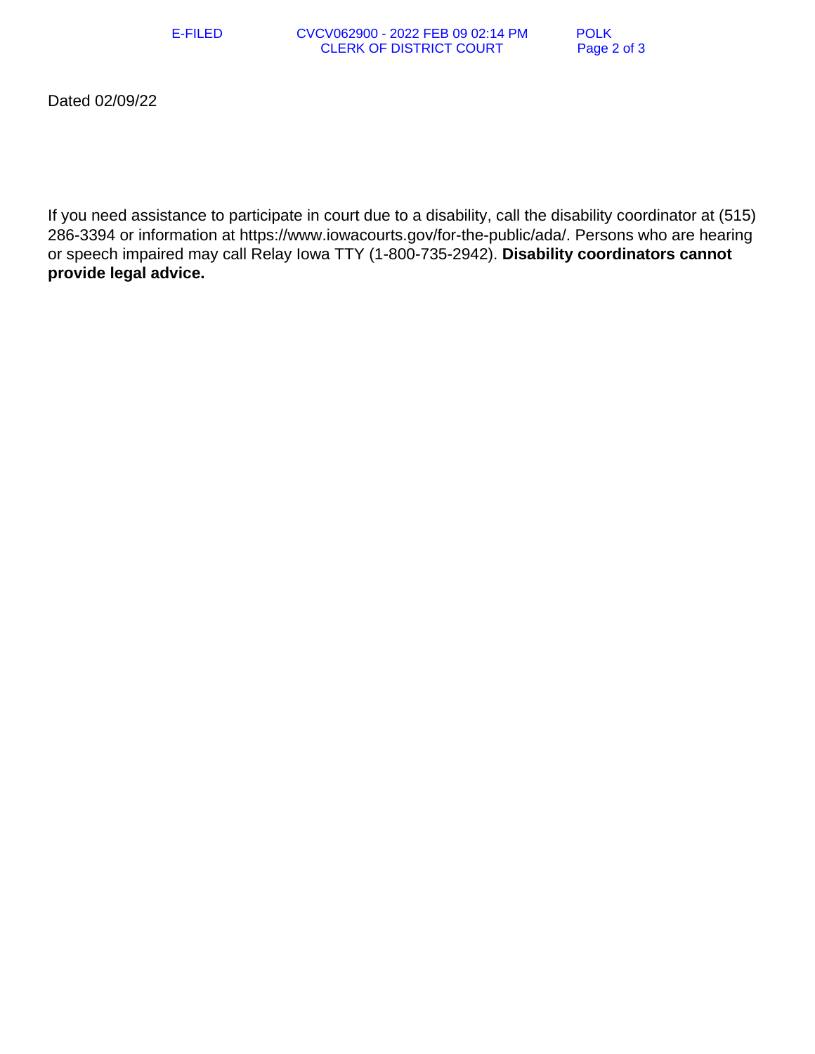Dated 02/09/22

If you need assistance to participate in court due to a disability, call the disability coordinator at (515) 286-3394 or information at https://www.iowacourts.gov/for-the-public/ada/. Persons who are hearing or speech impaired may call Relay Iowa TTY (1-800-735-2942). **Disability coordinators cannot provide legal advice.**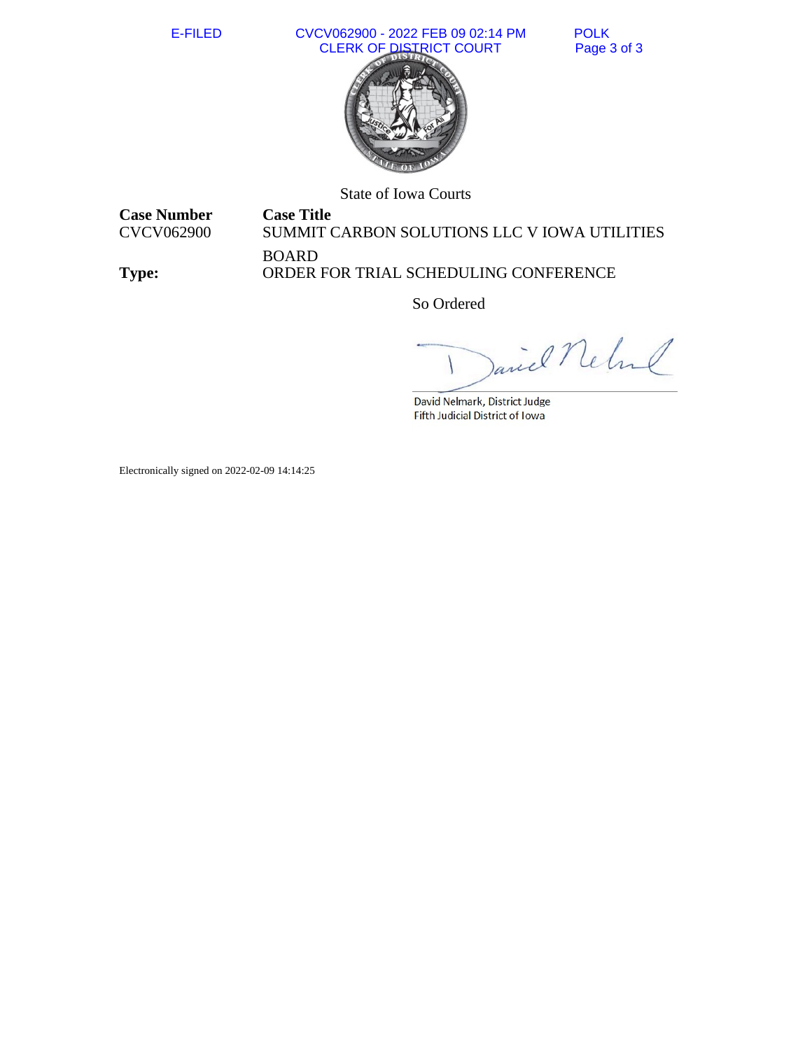State of Iowa Courts

| | |
|---|---|
| **Case Number** | **Case Title** |
| CVCV062900 | SUMMIT CARBON SOLUTIONS LLC V IOWA UTILITIES BOARD |
| **Type:** | ORDER FOR TRIAL SCHEDULING CONFERENCE |

So Ordered

David Nelmark, District Judge
Fifth Judicial District of Iowa

Electronically signed on 2022-02-09 14:14:25